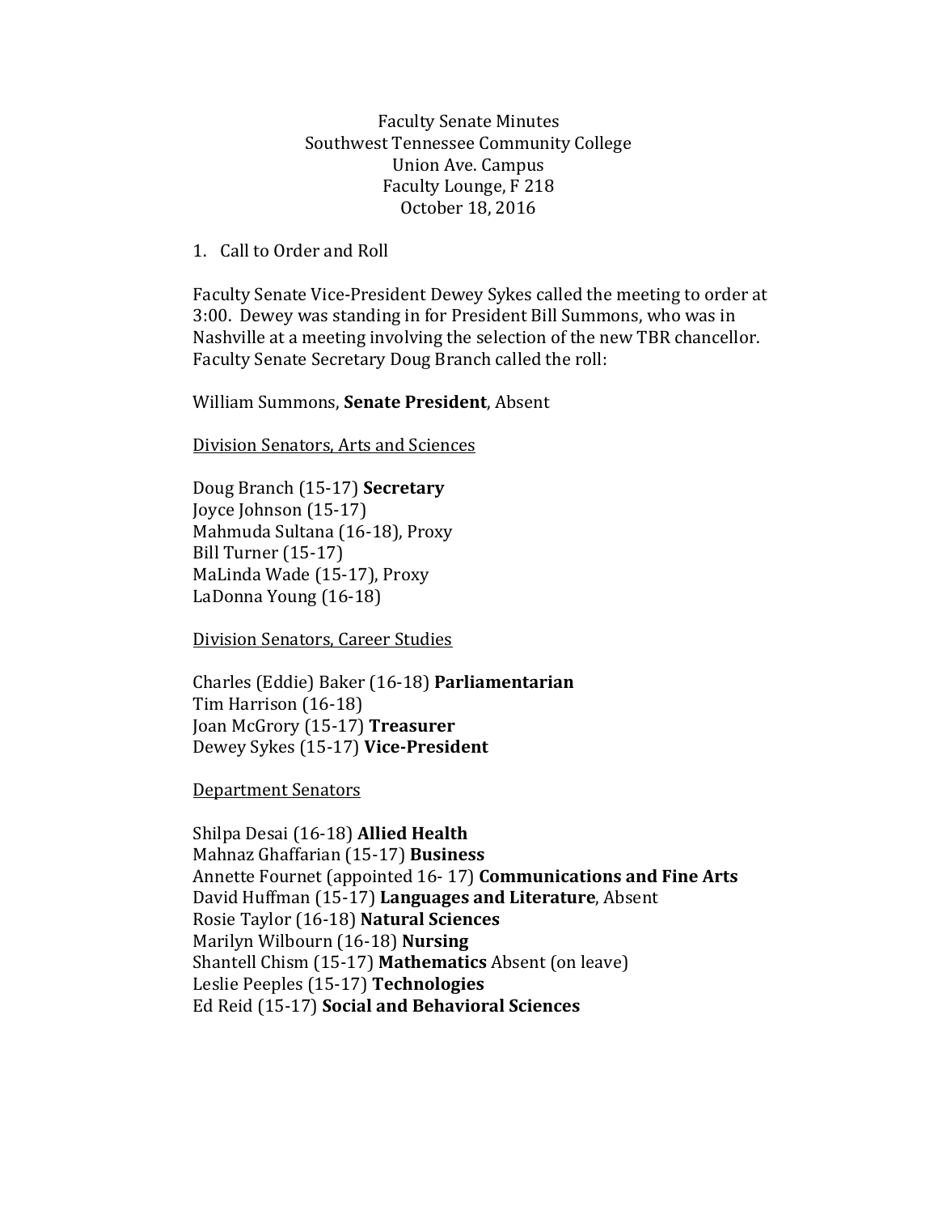Faculty Senate Minutes
Southwest Tennessee Community College
Union Ave. Campus
Faculty Lounge, F 218
October 18, 2016

1. Call to Order and Roll

Faculty Senate Vice-President Dewey Sykes called the meeting to order at 3:00. Dewey was standing in for President Bill Summons, who was in Nashville at a meeting involving the selection of the new TBR chancellor. Faculty Senate Secretary Doug Branch called the roll:

William Summons, **Senate President**, Absent

<u>Division Senators, Arts and Sciences</u>

Doug Branch (15-17) **Secretary**
Joyce Johnson (15-17)
Mahmuda Sultana (16-18), Proxy
Bill Turner (15-17)
MaLinda Wade (15-17), Proxy
LaDonna Young (16-18)

<u>Division Senators, Career Studies</u>

Charles (Eddie) Baker (16-18) **Parliamentarian**
Tim Harrison (16-18)
Joan McGrory (15-17) **Treasurer**
Dewey Sykes (15-17) **Vice-President**

<u>Department Senators</u>

Shilpa Desai (16-18) **Allied Health**
Mahnaz Ghaffarian (15-17) **Business**
Annette Fournet (appointed 16- 17) **Communications and Fine Arts**
David Huffman (15-17) **Languages and Literature**, Absent
Rosie Taylor (16-18) **Natural Sciences**
Marilyn Wilbourn (16-18) **Nursing**
Shantell Chism (15-17) **Mathematics** Absent (on leave)
Leslie Peeples (15-17) **Technologies**
Ed Reid (15-17) **Social and Behavioral Sciences**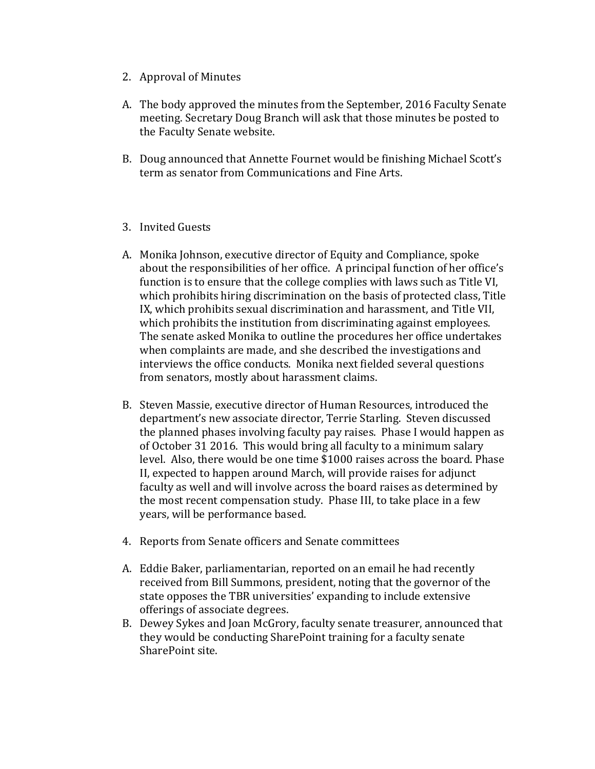2. Approval of Minutes

A. The body approved the minutes from the September, 2016 Faculty Senate meeting. Secretary Doug Branch will ask that those minutes be posted to the Faculty Senate website.

B. Doug announced that Annette Fournet would be finishing Michael Scott's term as senator from Communications and Fine Arts.

3. Invited Guests

A. Monika Johnson, executive director of Equity and Compliance, spoke about the responsibilities of her office. A principal function of her office's function is to ensure that the college complies with laws such as Title VI, which prohibits hiring discrimination on the basis of protected class, Title IX, which prohibits sexual discrimination and harassment, and Title VII, which prohibits the institution from discriminating against employees. The senate asked Monika to outline the procedures her office undertakes when complaints are made, and she described the investigations and interviews the office conducts. Monika next fielded several questions from senators, mostly about harassment claims.

B. Steven Massie, executive director of Human Resources, introduced the department's new associate director, Terrie Starling. Steven discussed the planned phases involving faculty pay raises. Phase I would happen as of October 31 2016. This would bring all faculty to a minimum salary level. Also, there would be one time $1000 raises across the board. Phase II, expected to happen around March, will provide raises for adjunct faculty as well and will involve across the board raises as determined by the most recent compensation study. Phase III, to take place in a few years, will be performance based.

4. Reports from Senate officers and Senate committees

A. Eddie Baker, parliamentarian, reported on an email he had recently received from Bill Summons, president, noting that the governor of the state opposes the TBR universities' expanding to include extensive offerings of associate degrees.

B. Dewey Sykes and Joan McGrory, faculty senate treasurer, announced that they would be conducting SharePoint training for a faculty senate SharePoint site.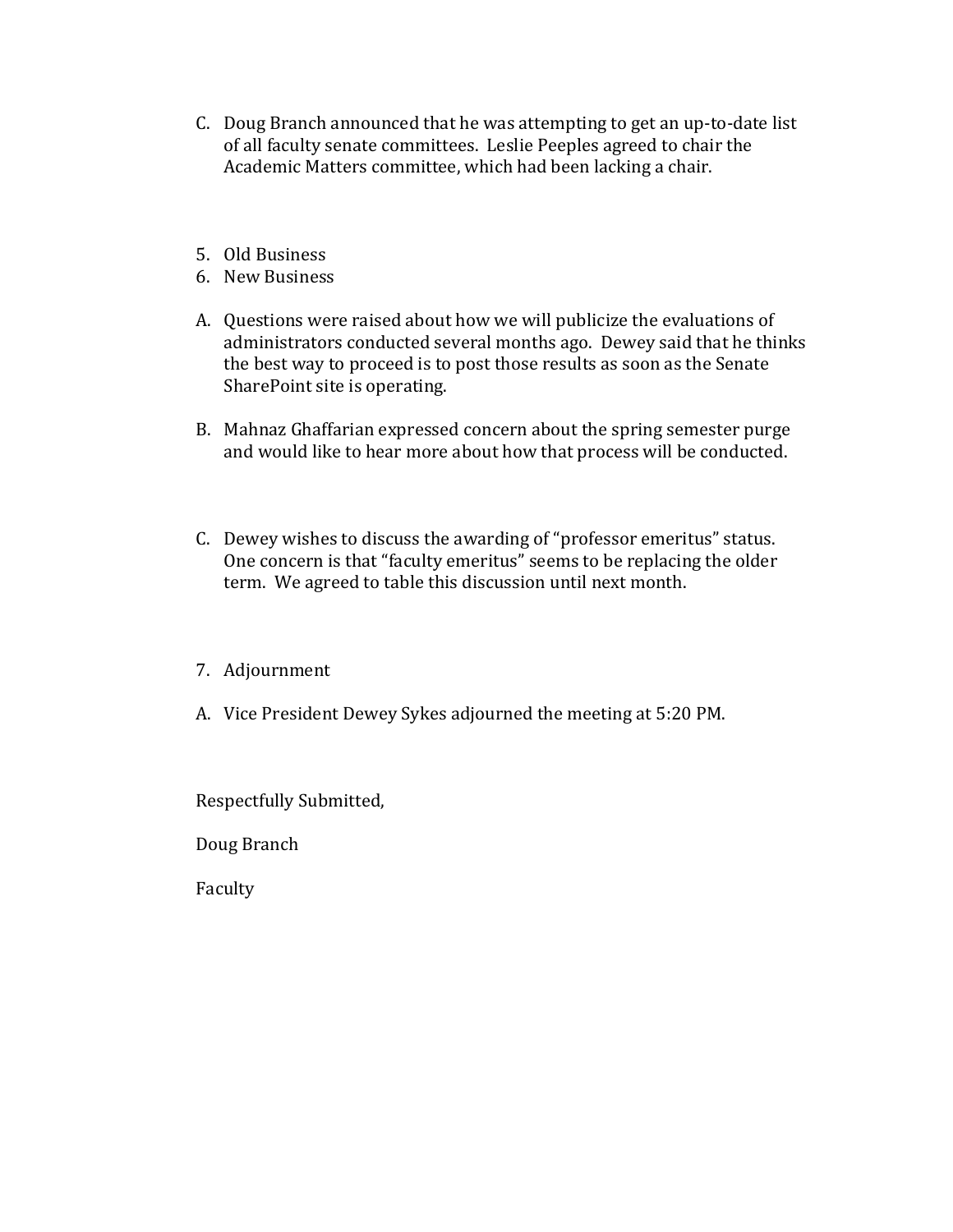C. Doug Branch announced that he was attempting to get an up-to-date list of all faculty senate committees. Leslie Peeples agreed to chair the Academic Matters committee, which had been lacking a chair.

5. Old Business
6. New Business

A. Questions were raised about how we will publicize the evaluations of administrators conducted several months ago. Dewey said that he thinks the best way to proceed is to post those results as soon as the Senate SharePoint site is operating.

B. Mahnaz Ghaffarian expressed concern about the spring semester purge and would like to hear more about how that process will be conducted.

C. Dewey wishes to discuss the awarding of "professor emeritus" status. One concern is that "faculty emeritus" seems to be replacing the older term. We agreed to table this discussion until next month.

7. Adjournment

A. Vice President Dewey Sykes adjourned the meeting at 5:20 PM.

Respectfully Submitted,

Doug Branch

Faculty